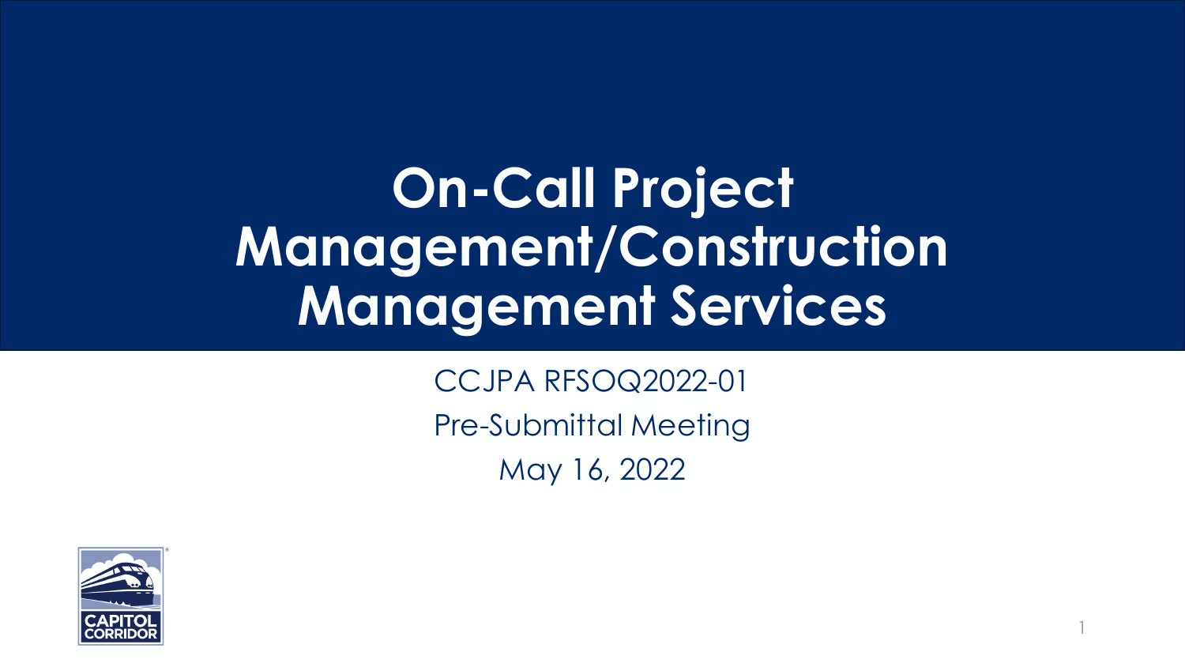# On-Call Project Management/Construction Management Services

CCJPA RFSOQ2022-01

Pre-Submittal Meeting

May 16, 2022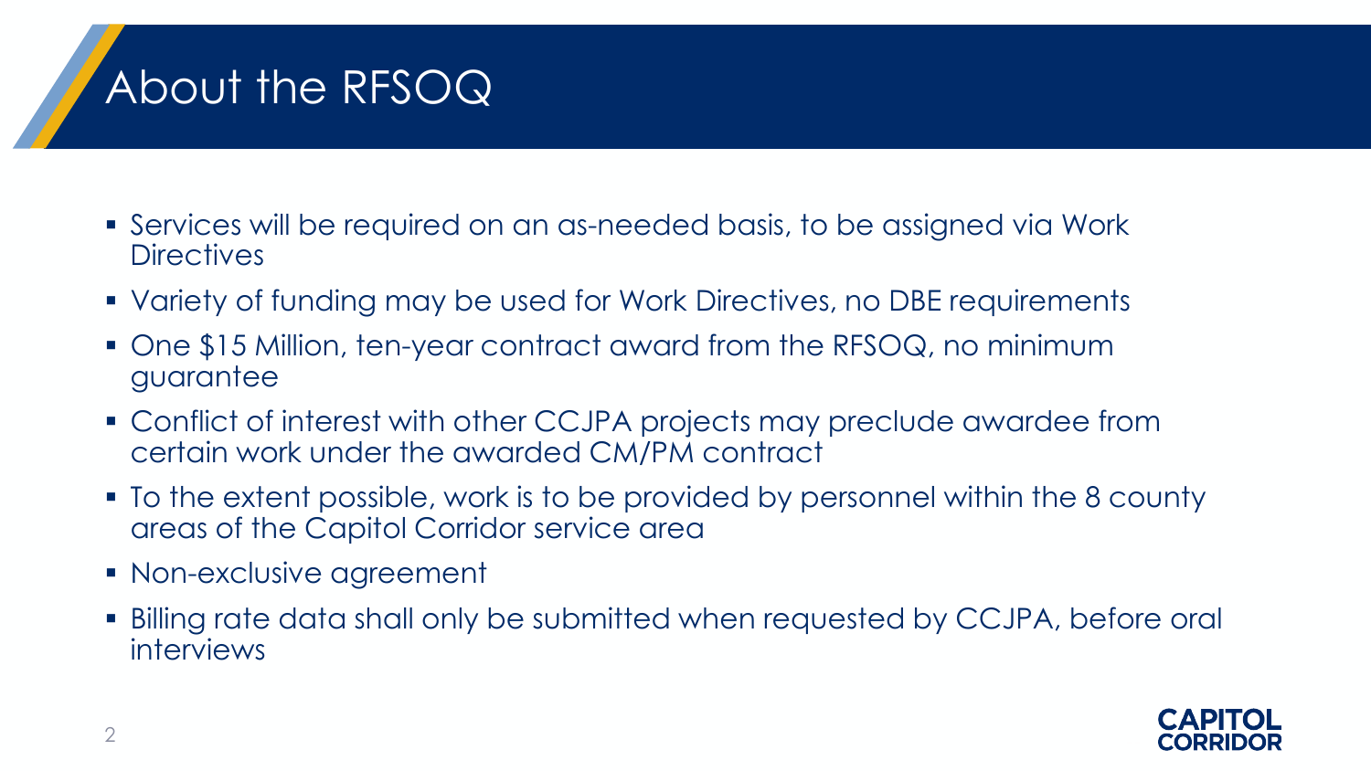# About the RFSOQ

- Services will be required on an as-needed basis, to be assigned via Work Directives
- Variety of funding may be used for Work Directives, no DBE requirements
- One $15 Million, ten-year contract award from the RFSOQ, no minimum guarantee
- Conflict of interest with other CCJPA projects may preclude awardee from certain work under the awarded CM/PM contract
- To the extent possible, work is to be provided by personnel within the 8 county areas of the Capitol Corridor service area
- Non-exclusive agreement
- Billing rate data shall only be submitted when requested by CCJPA, before oral interviews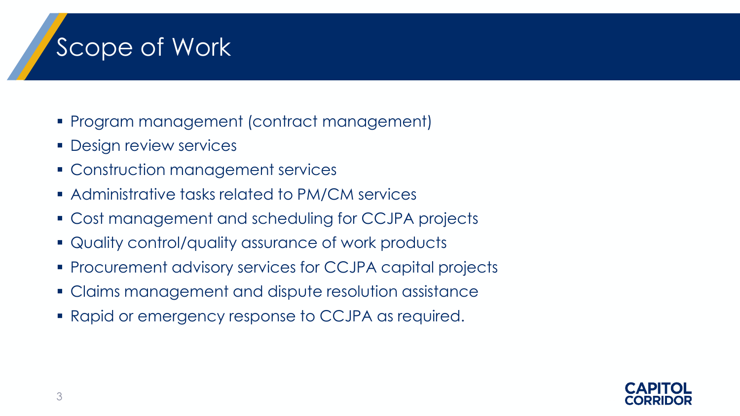# Scope of Work

- Program management (contract management)
- Design review services
- Construction management services
- Administrative tasks related to PM/CM services
- Cost management and scheduling for CCJPA projects
- Quality control/quality assurance of work products
- Procurement advisory services for CCJPA capital projects
- Claims management and dispute resolution assistance
- Rapid or emergency response to CCJPA as required.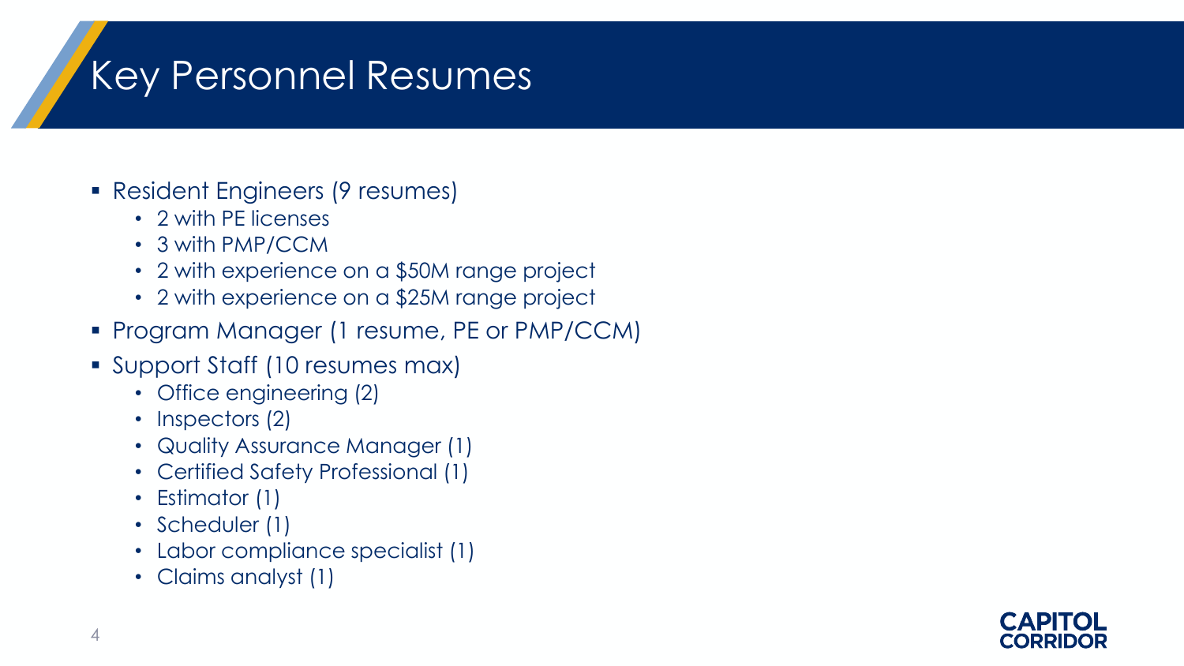# Key Personnel Resumes

- Resident Engineers (9 resumes)
  - 2 with PE licenses
  - 3 with PMP/CCM
  - 2 with experience on a $50M range project
  - 2 with experience on a $25M range project
- Program Manager (1 resume, PE or PMP/CCM)
- Support Staff (10 resumes max)
  - Office engineering (2)
  - Inspectors (2)
  - Quality Assurance Manager (1)
  - Certified Safety Professional (1)
  - Estimator (1)
  - Scheduler (1)
  - Labor compliance specialist (1)
  - Claims analyst (1)

CAPITOL CORRIDOR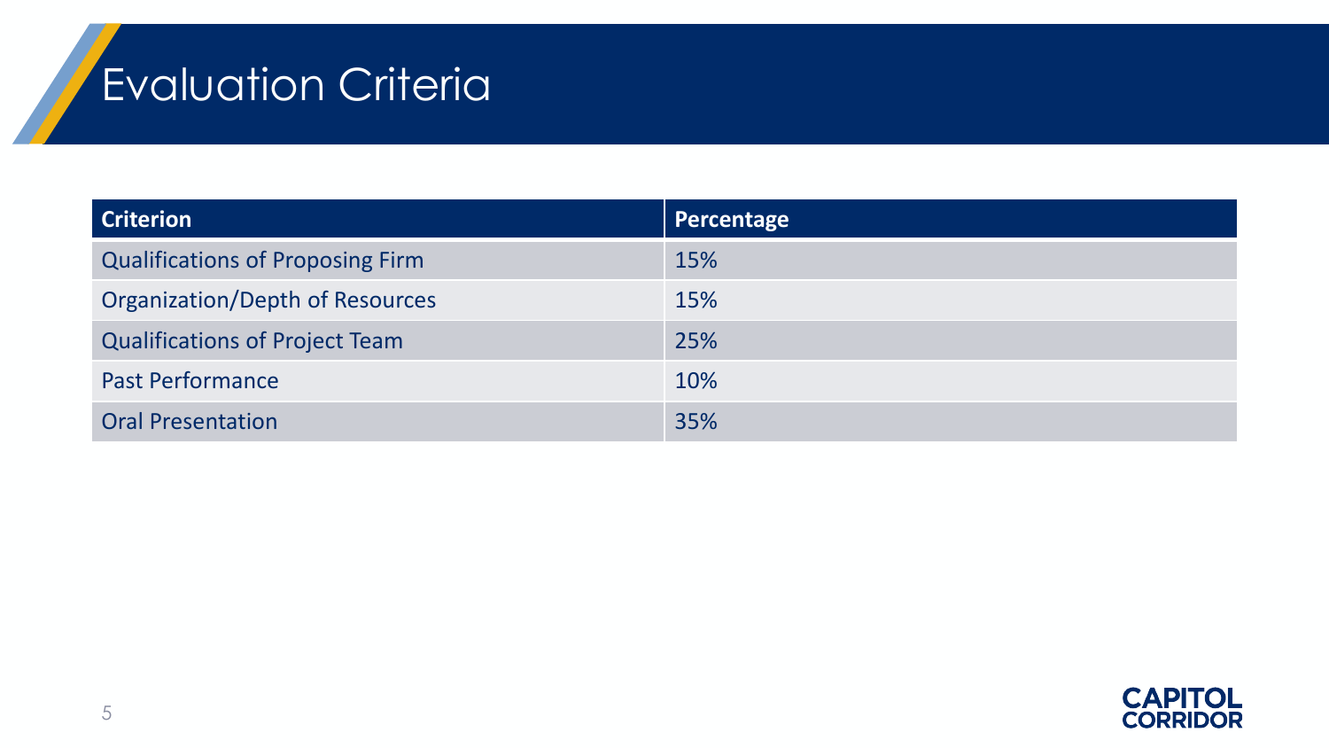# Evaluation Criteria

| Criterion | Percentage |
|---|---|
| Qualifications of Proposing Firm | 15% |
| Organization/Depth of Resources | 15% |
| Qualifications of Project Team | 25% |
| Past Performance | 10% |
| Oral Presentation | 35% |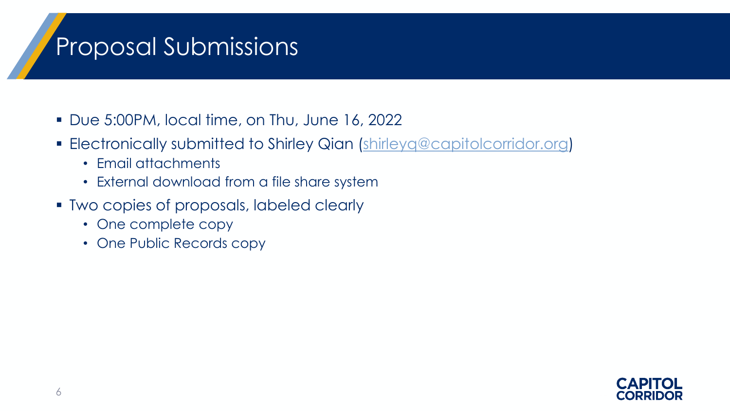# Proposal Submissions

- Due 5:00PM, local time, on Thu, June 16, 2022
- Electronically submitted to Shirley Qian (shirleyq@capitolcorridor.org)
  - Email attachments
  - External download from a file share system
- Two copies of proposals, labeled clearly
  - One complete copy
  - One Public Records copy

CAPITOL CORRIDOR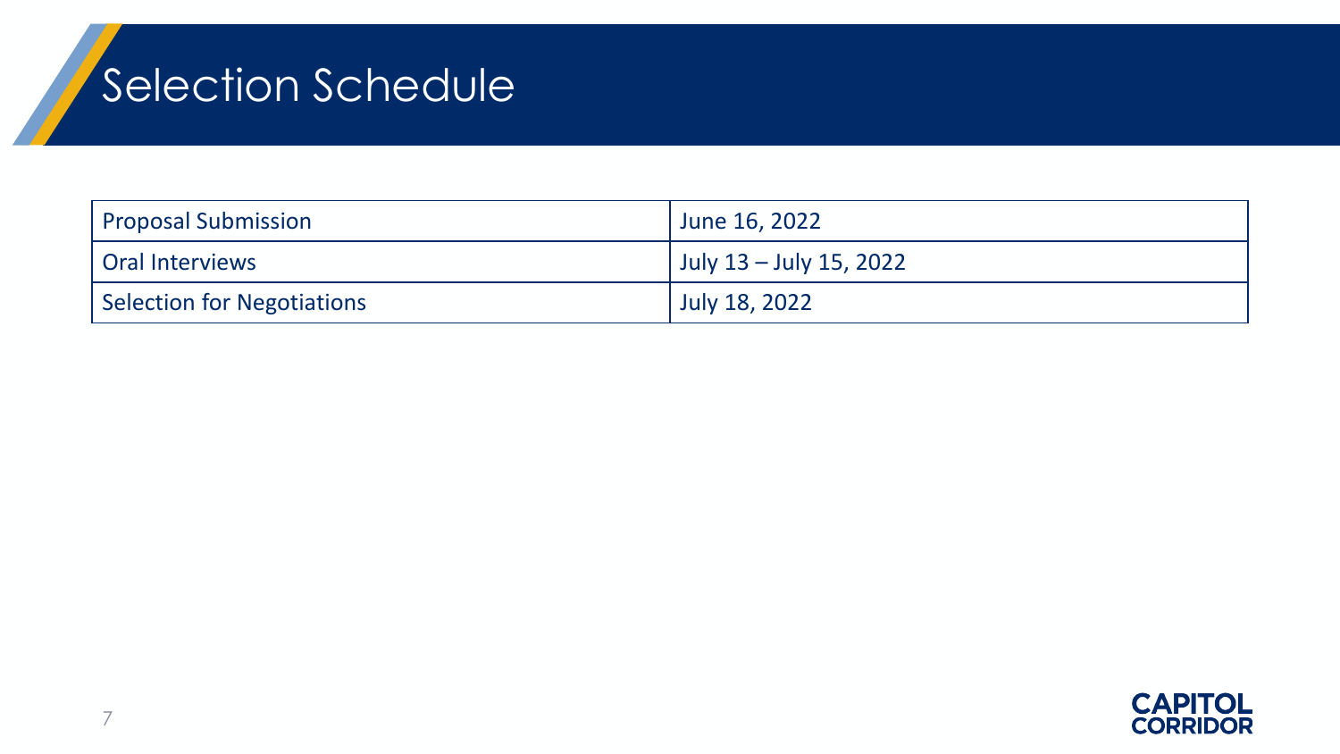# Selection Schedule

| | |
|---|---|
| Proposal Submission | June 16, 2022 |
| Oral Interviews | July 13 – July 15, 2022 |
| Selection for Negotiations | July 18, 2022 |

CAPITOL CORRIDOR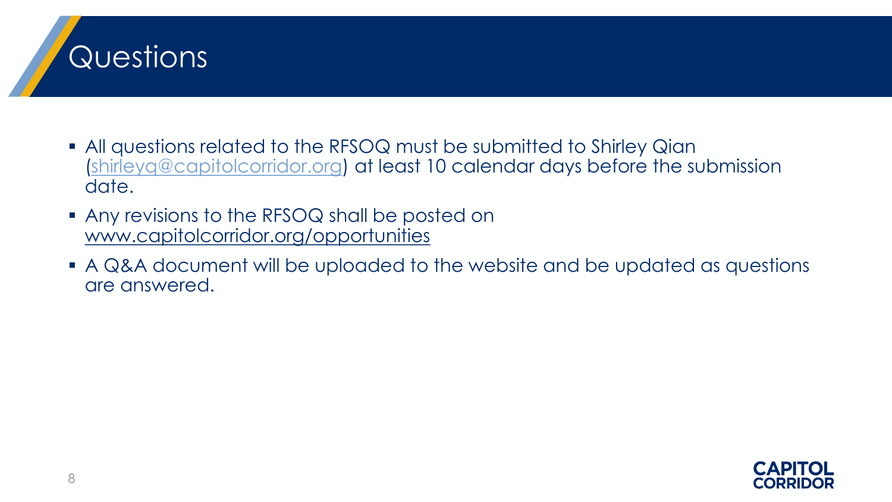# Questions

- All questions related to the RFSOQ must be submitted to Shirley Qian (shirleyq@capitolcorridor.org) at least 10 calendar days before the submission date.
- Any revisions to the RFSOQ shall be posted on www.capitolcorridor.org/opportunities
- A Q&A document will be uploaded to the website and be updated as questions are answered.

CAPITOL CORRIDOR